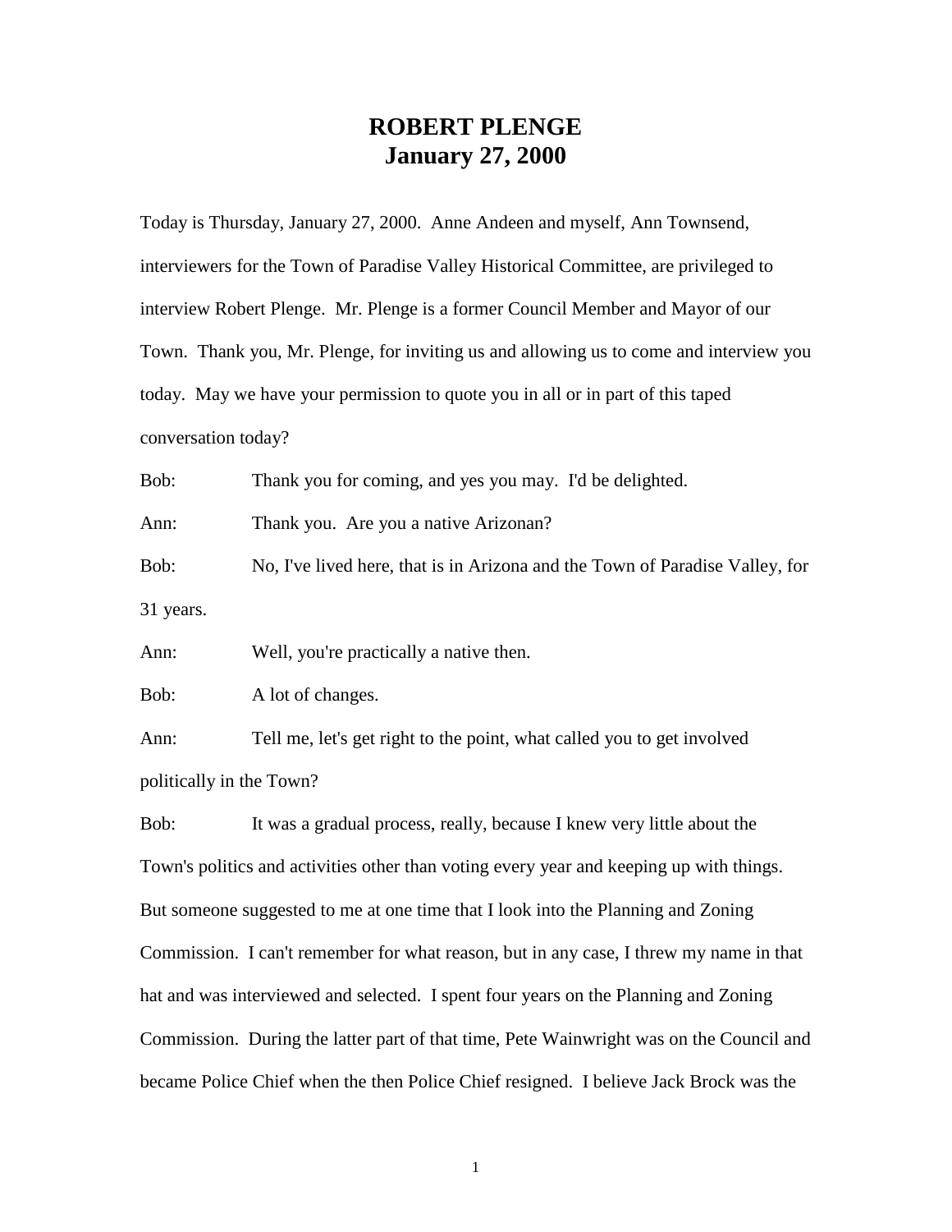# ROBERT PLENGE
# January 27, 2000

Today is Thursday, January 27, 2000. Anne Andeen and myself, Ann Townsend, interviewers for the Town of Paradise Valley Historical Committee, are privileged to interview Robert Plenge. Mr. Plenge is a former Council Member and Mayor of our Town. Thank you, Mr. Plenge, for inviting us and allowing us to come and interview you today. May we have your permission to quote you in all or in part of this taped conversation today?

Bob: Thank you for coming, and yes you may. I'd be delighted.

Ann: Thank you. Are you a native Arizonan?

Bob: No, I've lived here, that is in Arizona and the Town of Paradise Valley, for 31 years.

Ann: Well, you're practically a native then.

Bob: A lot of changes.

Ann: Tell me, let's get right to the point, what called you to get involved politically in the Town?

Bob: It was a gradual process, really, because I knew very little about the Town's politics and activities other than voting every year and keeping up with things. But someone suggested to me at one time that I look into the Planning and Zoning Commission. I can't remember for what reason, but in any case, I threw my name in that hat and was interviewed and selected. I spent four years on the Planning and Zoning Commission. During the latter part of that time, Pete Wainwright was on the Council and became Police Chief when the then Police Chief resigned. I believe Jack Brock was the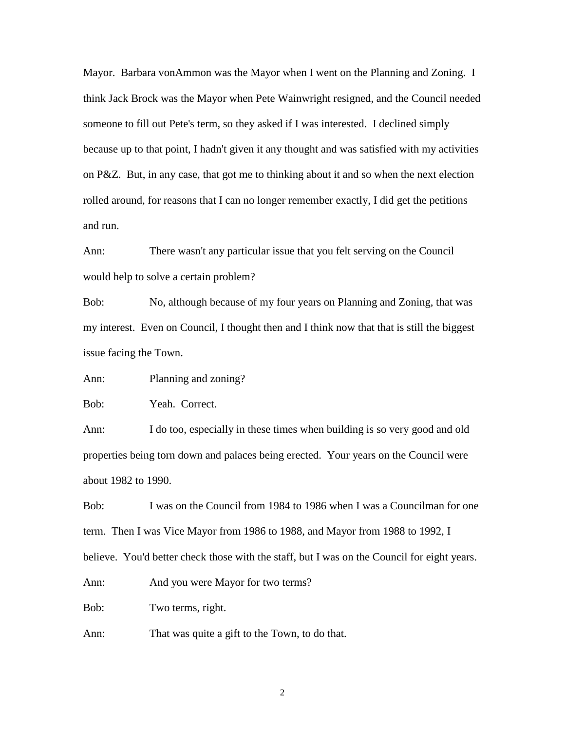Mayor. Barbara vonAmmon was the Mayor when I went on the Planning and Zoning. I think Jack Brock was the Mayor when Pete Wainwright resigned, and the Council needed someone to fill out Pete's term, so they asked if I was interested. I declined simply because up to that point, I hadn't given it any thought and was satisfied with my activities on P&Z. But, in any case, that got me to thinking about it and so when the next election rolled around, for reasons that I can no longer remember exactly, I did get the petitions and run.

Ann: There wasn't any particular issue that you felt serving on the Council would help to solve a certain problem?

Bob: No, although because of my four years on Planning and Zoning, that was my interest. Even on Council, I thought then and I think now that that is still the biggest issue facing the Town.

Ann: Planning and zoning?

Bob: Yeah. Correct.

Ann: I do too, especially in these times when building is so very good and old properties being torn down and palaces being erected. Your years on the Council were about 1982 to 1990.

Bob: I was on the Council from 1984 to 1986 when I was a Councilman for one term. Then I was Vice Mayor from 1986 to 1988, and Mayor from 1988 to 1992, I believe. You'd better check those with the staff, but I was on the Council for eight years.

Ann: And you were Mayor for two terms?

Bob: Two terms, right.

Ann: That was quite a gift to the Town, to do that.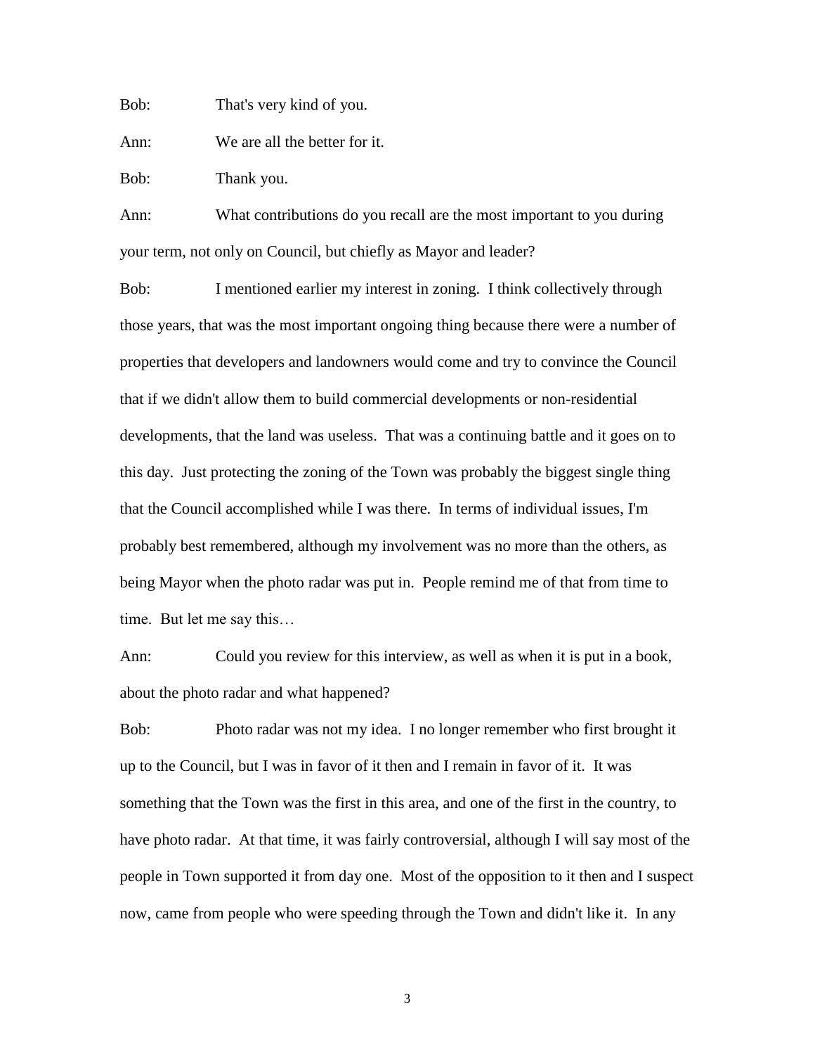Bob: That's very kind of you.

Ann: We are all the better for it.

Bob: Thank you.

Ann: What contributions do you recall are the most important to you during your term, not only on Council, but chiefly as Mayor and leader?

Bob: I mentioned earlier my interest in zoning. I think collectively through those years, that was the most important ongoing thing because there were a number of properties that developers and landowners would come and try to convince the Council that if we didn't allow them to build commercial developments or non-residential developments, that the land was useless. That was a continuing battle and it goes on to this day. Just protecting the zoning of the Town was probably the biggest single thing that the Council accomplished while I was there. In terms of individual issues, I'm probably best remembered, although my involvement was no more than the others, as being Mayor when the photo radar was put in. People remind me of that from time to time. But let me say this…

Ann: Could you review for this interview, as well as when it is put in a book, about the photo radar and what happened?

Bob: Photo radar was not my idea. I no longer remember who first brought it up to the Council, but I was in favor of it then and I remain in favor of it. It was something that the Town was the first in this area, and one of the first in the country, to have photo radar. At that time, it was fairly controversial, although I will say most of the people in Town supported it from day one. Most of the opposition to it then and I suspect now, came from people who were speeding through the Town and didn't like it. In any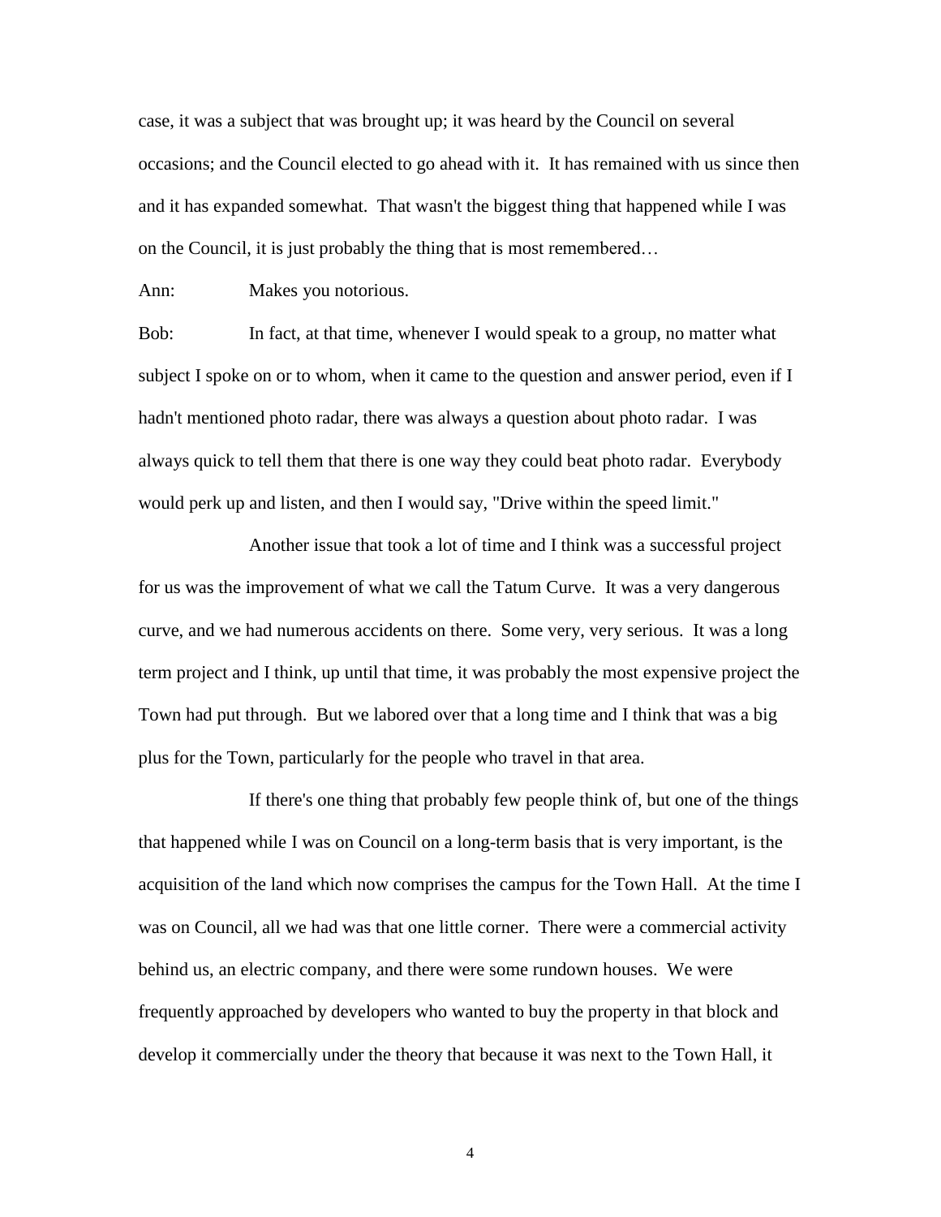case, it was a subject that was brought up; it was heard by the Council on several occasions; and the Council elected to go ahead with it. It has remained with us since then and it has expanded somewhat. That wasn't the biggest thing that happened while I was on the Council, it is just probably the thing that is most remembered…

Ann: Makes you notorious.

Bob: In fact, at that time, whenever I would speak to a group, no matter what subject I spoke on or to whom, when it came to the question and answer period, even if I hadn't mentioned photo radar, there was always a question about photo radar. I was always quick to tell them that there is one way they could beat photo radar. Everybody would perk up and listen, and then I would say, "Drive within the speed limit."

Another issue that took a lot of time and I think was a successful project for us was the improvement of what we call the Tatum Curve. It was a very dangerous curve, and we had numerous accidents on there. Some very, very serious. It was a long term project and I think, up until that time, it was probably the most expensive project the Town had put through. But we labored over that a long time and I think that was a big plus for the Town, particularly for the people who travel in that area.

If there's one thing that probably few people think of, but one of the things that happened while I was on Council on a long-term basis that is very important, is the acquisition of the land which now comprises the campus for the Town Hall. At the time I was on Council, all we had was that one little corner. There were a commercial activity behind us, an electric company, and there were some rundown houses. We were frequently approached by developers who wanted to buy the property in that block and develop it commercially under the theory that because it was next to the Town Hall, it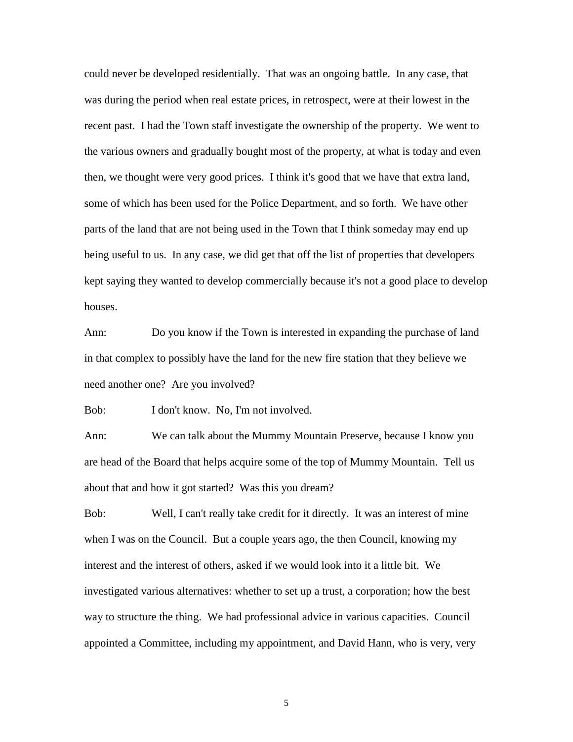could never be developed residentially. That was an ongoing battle. In any case, that was during the period when real estate prices, in retrospect, were at their lowest in the recent past. I had the Town staff investigate the ownership of the property. We went to the various owners and gradually bought most of the property, at what is today and even then, we thought were very good prices. I think it's good that we have that extra land, some of which has been used for the Police Department, and so forth. We have other parts of the land that are not being used in the Town that I think someday may end up being useful to us. In any case, we did get that off the list of properties that developers kept saying they wanted to develop commercially because it's not a good place to develop houses.

Ann: Do you know if the Town is interested in expanding the purchase of land in that complex to possibly have the land for the new fire station that they believe we need another one? Are you involved?

Bob: I don't know. No, I'm not involved.

Ann: We can talk about the Mummy Mountain Preserve, because I know you are head of the Board that helps acquire some of the top of Mummy Mountain. Tell us about that and how it got started? Was this you dream?

Bob: Well, I can't really take credit for it directly. It was an interest of mine when I was on the Council. But a couple years ago, the then Council, knowing my interest and the interest of others, asked if we would look into it a little bit. We investigated various alternatives: whether to set up a trust, a corporation; how the best way to structure the thing. We had professional advice in various capacities. Council appointed a Committee, including my appointment, and David Hann, who is very, very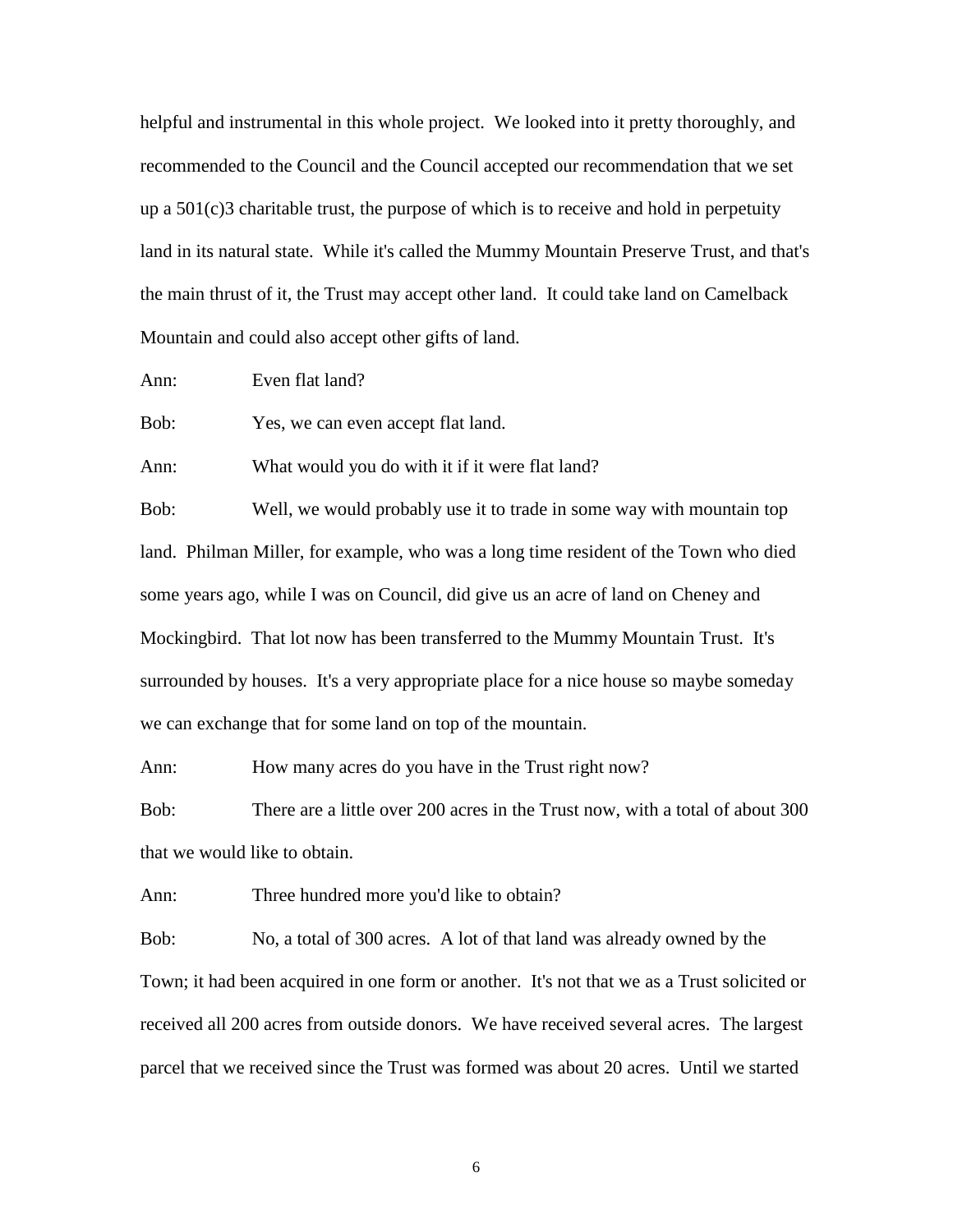helpful and instrumental in this whole project. We looked into it pretty thoroughly, and recommended to the Council and the Council accepted our recommendation that we set up a 501(c)3 charitable trust, the purpose of which is to receive and hold in perpetuity land in its natural state. While it's called the Mummy Mountain Preserve Trust, and that's the main thrust of it, the Trust may accept other land. It could take land on Camelback Mountain and could also accept other gifts of land.

Ann: Even flat land?

Bob: Yes, we can even accept flat land.

Ann: What would you do with it if it were flat land?

Bob: Well, we would probably use it to trade in some way with mountain top land. Philman Miller, for example, who was a long time resident of the Town who died some years ago, while I was on Council, did give us an acre of land on Cheney and Mockingbird. That lot now has been transferred to the Mummy Mountain Trust. It's surrounded by houses. It's a very appropriate place for a nice house so maybe someday we can exchange that for some land on top of the mountain.

Ann: How many acres do you have in the Trust right now?

Bob: There are a little over 200 acres in the Trust now, with a total of about 300 that we would like to obtain.

Ann: Three hundred more you'd like to obtain?

Bob: No, a total of 300 acres. A lot of that land was already owned by the Town; it had been acquired in one form or another. It's not that we as a Trust solicited or received all 200 acres from outside donors. We have received several acres. The largest parcel that we received since the Trust was formed was about 20 acres. Until we started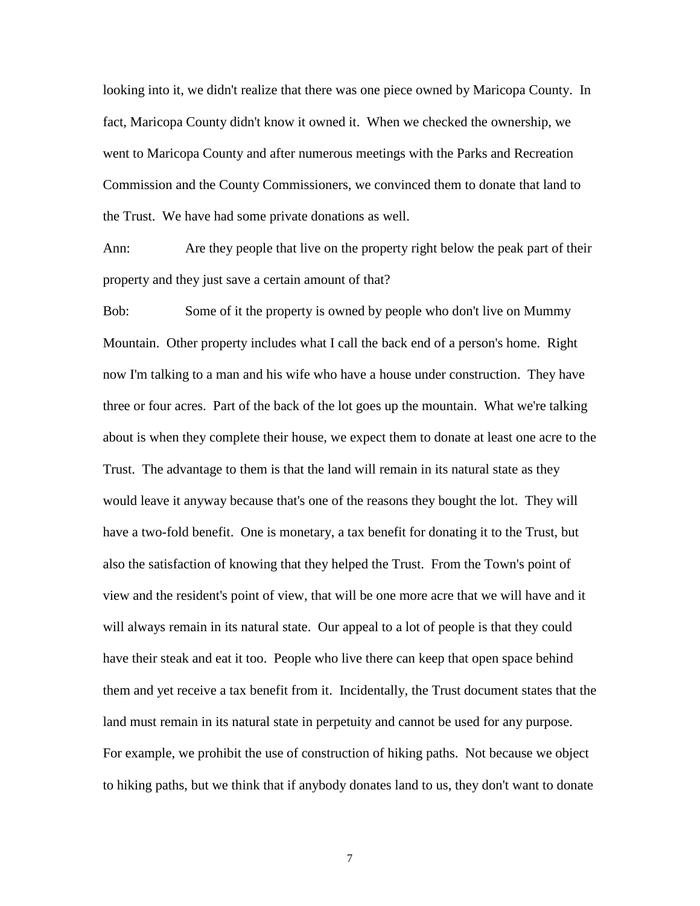looking into it, we didn't realize that there was one piece owned by Maricopa County. In fact, Maricopa County didn't know it owned it. When we checked the ownership, we went to Maricopa County and after numerous meetings with the Parks and Recreation Commission and the County Commissioners, we convinced them to donate that land to the Trust. We have had some private donations as well.

Ann: Are they people that live on the property right below the peak part of their property and they just save a certain amount of that?

Bob: Some of it the property is owned by people who don't live on Mummy Mountain. Other property includes what I call the back end of a person's home. Right now I'm talking to a man and his wife who have a house under construction. They have three or four acres. Part of the back of the lot goes up the mountain. What we're talking about is when they complete their house, we expect them to donate at least one acre to the Trust. The advantage to them is that the land will remain in its natural state as they would leave it anyway because that's one of the reasons they bought the lot. They will have a two-fold benefit. One is monetary, a tax benefit for donating it to the Trust, but also the satisfaction of knowing that they helped the Trust. From the Town's point of view and the resident's point of view, that will be one more acre that we will have and it will always remain in its natural state. Our appeal to a lot of people is that they could have their steak and eat it too. People who live there can keep that open space behind them and yet receive a tax benefit from it. Incidentally, the Trust document states that the land must remain in its natural state in perpetuity and cannot be used for any purpose. For example, we prohibit the use of construction of hiking paths. Not because we object to hiking paths, but we think that if anybody donates land to us, they don't want to donate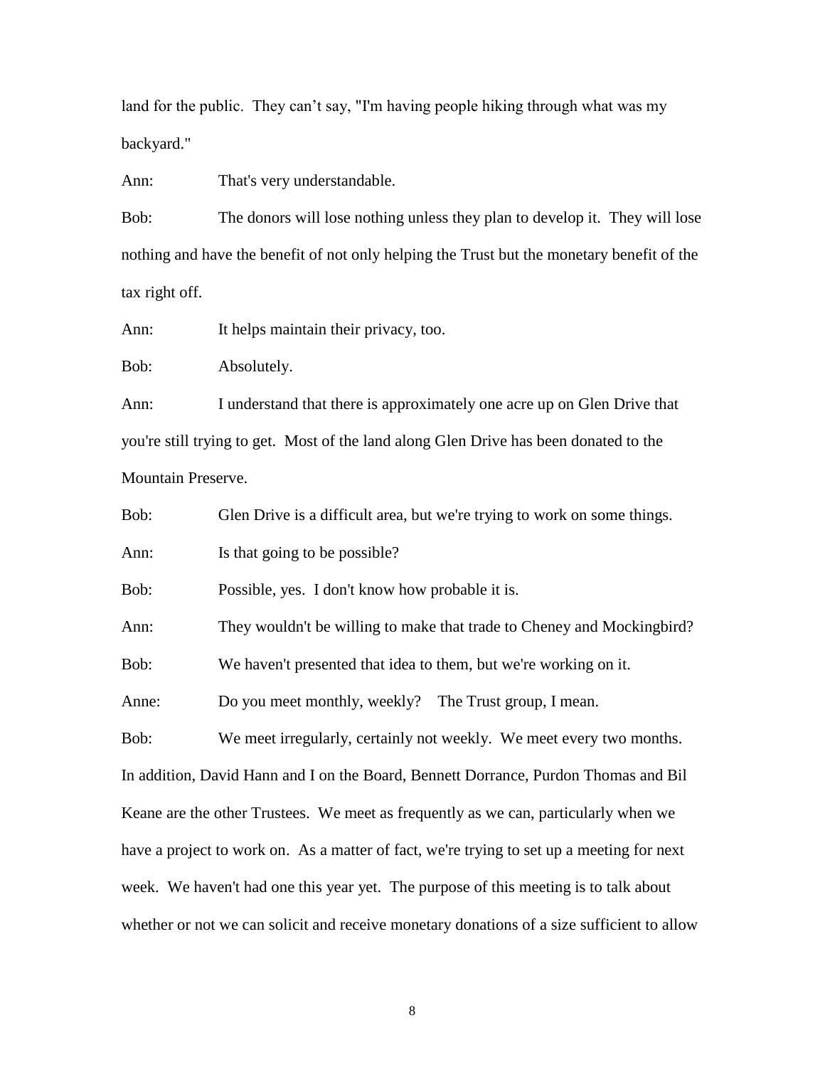land for the public. They can't say, "I'm having people hiking through what was my backyard."

Ann: That's very understandable.

Bob: The donors will lose nothing unless they plan to develop it. They will lose nothing and have the benefit of not only helping the Trust but the monetary benefit of the tax right off.

Ann: It helps maintain their privacy, too.

Bob: Absolutely.

Ann: I understand that there is approximately one acre up on Glen Drive that you're still trying to get. Most of the land along Glen Drive has been donated to the Mountain Preserve.

Bob: Glen Drive is a difficult area, but we're trying to work on some things.

Ann: Is that going to be possible?

Bob: Possible, yes. I don't know how probable it is.

Ann: They wouldn't be willing to make that trade to Cheney and Mockingbird?

Bob: We haven't presented that idea to them, but we're working on it.

Anne: Do you meet monthly, weekly? The Trust group, I mean.

Bob: We meet irregularly, certainly not weekly. We meet every two months. In addition, David Hann and I on the Board, Bennett Dorrance, Purdon Thomas and Bil Keane are the other Trustees. We meet as frequently as we can, particularly when we have a project to work on. As a matter of fact, we're trying to set up a meeting for next week. We haven't had one this year yet. The purpose of this meeting is to talk about whether or not we can solicit and receive monetary donations of a size sufficient to allow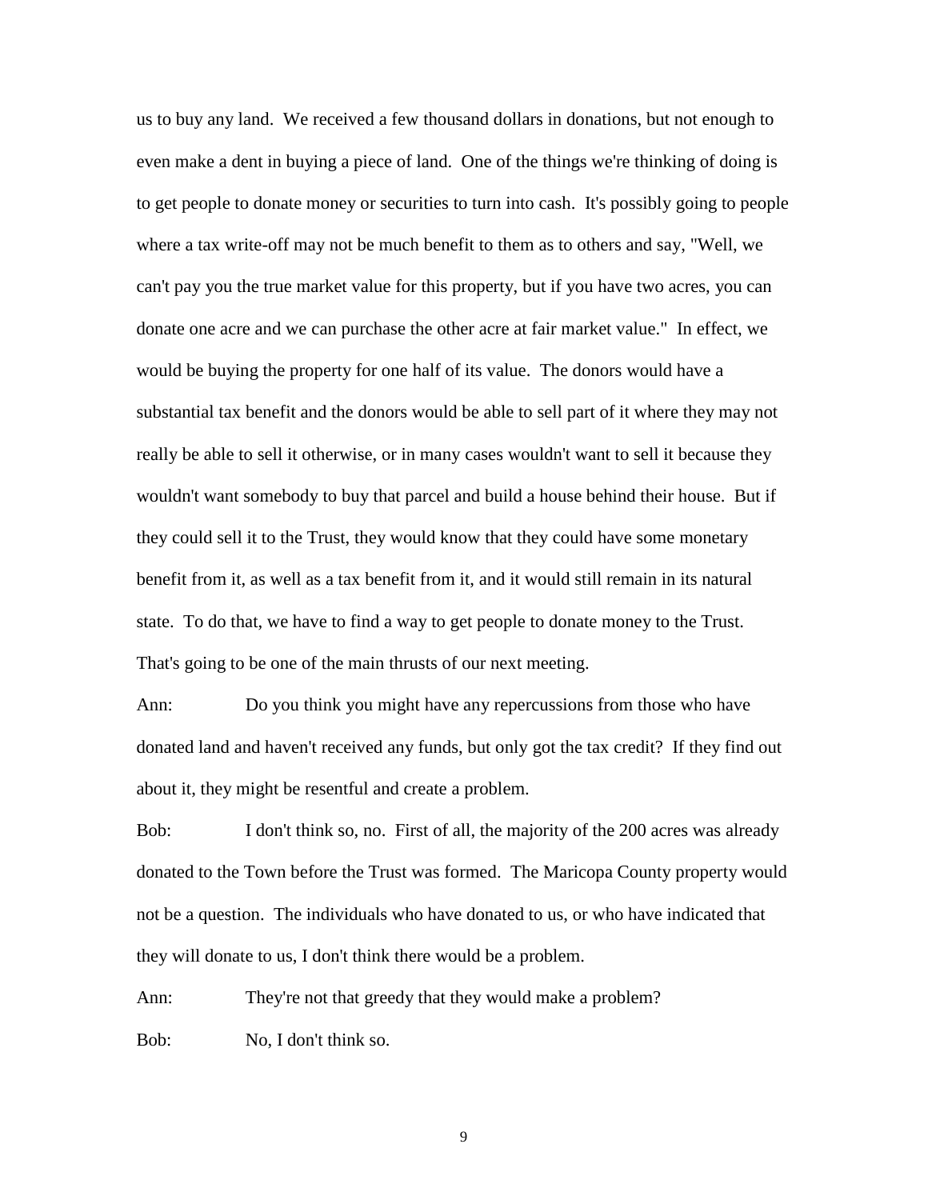us to buy any land. We received a few thousand dollars in donations, but not enough to even make a dent in buying a piece of land. One of the things we're thinking of doing is to get people to donate money or securities to turn into cash. It's possibly going to people where a tax write-off may not be much benefit to them as to others and say, "Well, we can't pay you the true market value for this property, but if you have two acres, you can donate one acre and we can purchase the other acre at fair market value." In effect, we would be buying the property for one half of its value. The donors would have a substantial tax benefit and the donors would be able to sell part of it where they may not really be able to sell it otherwise, or in many cases wouldn't want to sell it because they wouldn't want somebody to buy that parcel and build a house behind their house. But if they could sell it to the Trust, they would know that they could have some monetary benefit from it, as well as a tax benefit from it, and it would still remain in its natural state. To do that, we have to find a way to get people to donate money to the Trust. That's going to be one of the main thrusts of our next meeting.

Ann: Do you think you might have any repercussions from those who have donated land and haven't received any funds, but only got the tax credit? If they find out about it, they might be resentful and create a problem.

Bob: I don't think so, no. First of all, the majority of the 200 acres was already donated to the Town before the Trust was formed. The Maricopa County property would not be a question. The individuals who have donated to us, or who have indicated that they will donate to us, I don't think there would be a problem.

Ann: They're not that greedy that they would make a problem?

Bob: No, I don't think so.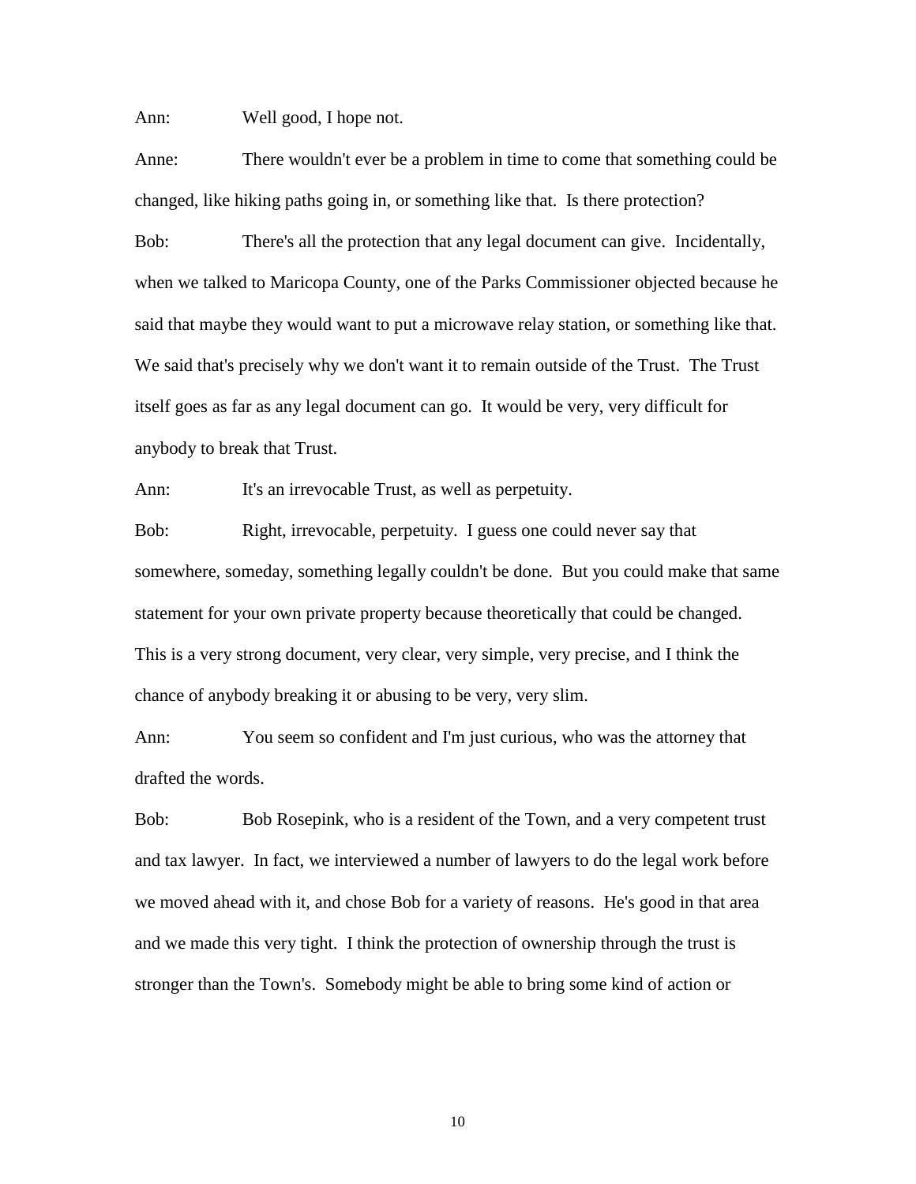Ann: Well good, I hope not.

Anne: There wouldn't ever be a problem in time to come that something could be changed, like hiking paths going in, or something like that. Is there protection?

Bob: There's all the protection that any legal document can give. Incidentally, when we talked to Maricopa County, one of the Parks Commissioner objected because he said that maybe they would want to put a microwave relay station, or something like that. We said that's precisely why we don't want it to remain outside of the Trust. The Trust itself goes as far as any legal document can go. It would be very, very difficult for anybody to break that Trust.

Ann: It's an irrevocable Trust, as well as perpetuity.

Bob: Right, irrevocable, perpetuity. I guess one could never say that somewhere, someday, something legally couldn't be done. But you could make that same statement for your own private property because theoretically that could be changed. This is a very strong document, very clear, very simple, very precise, and I think the chance of anybody breaking it or abusing to be very, very slim.

Ann: You seem so confident and I'm just curious, who was the attorney that drafted the words.

Bob: Bob Rosepink, who is a resident of the Town, and a very competent trust and tax lawyer. In fact, we interviewed a number of lawyers to do the legal work before we moved ahead with it, and chose Bob for a variety of reasons. He's good in that area and we made this very tight. I think the protection of ownership through the trust is stronger than the Town's. Somebody might be able to bring some kind of action or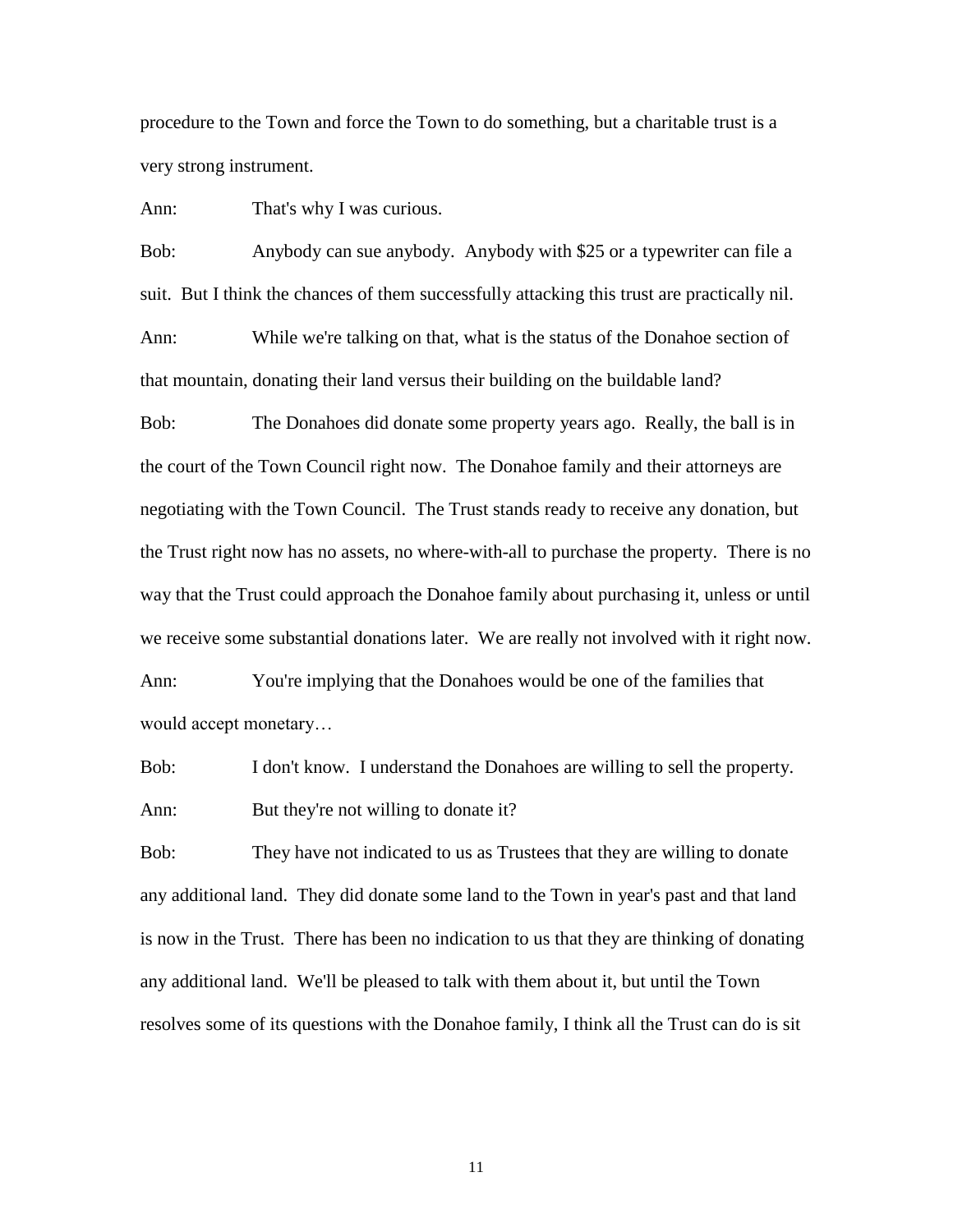procedure to the Town and force the Town to do something, but a charitable trust is a very strong instrument.

Ann: That's why I was curious.

Bob: Anybody can sue anybody. Anybody with $25 or a typewriter can file a suit. But I think the chances of them successfully attacking this trust are practically nil.

Ann: While we're talking on that, what is the status of the Donahoe section of that mountain, donating their land versus their building on the buildable land?

Bob: The Donahoes did donate some property years ago. Really, the ball is in the court of the Town Council right now. The Donahoe family and their attorneys are negotiating with the Town Council. The Trust stands ready to receive any donation, but the Trust right now has no assets, no where-with-all to purchase the property. There is no way that the Trust could approach the Donahoe family about purchasing it, unless or until we receive some substantial donations later. We are really not involved with it right now.

Ann: You're implying that the Donahoes would be one of the families that would accept monetary…

Bob: I don't know. I understand the Donahoes are willing to sell the property.

Ann: But they're not willing to donate it?

Bob: They have not indicated to us as Trustees that they are willing to donate any additional land. They did donate some land to the Town in year's past and that land is now in the Trust. There has been no indication to us that they are thinking of donating any additional land. We'll be pleased to talk with them about it, but until the Town resolves some of its questions with the Donahoe family, I think all the Trust can do is sit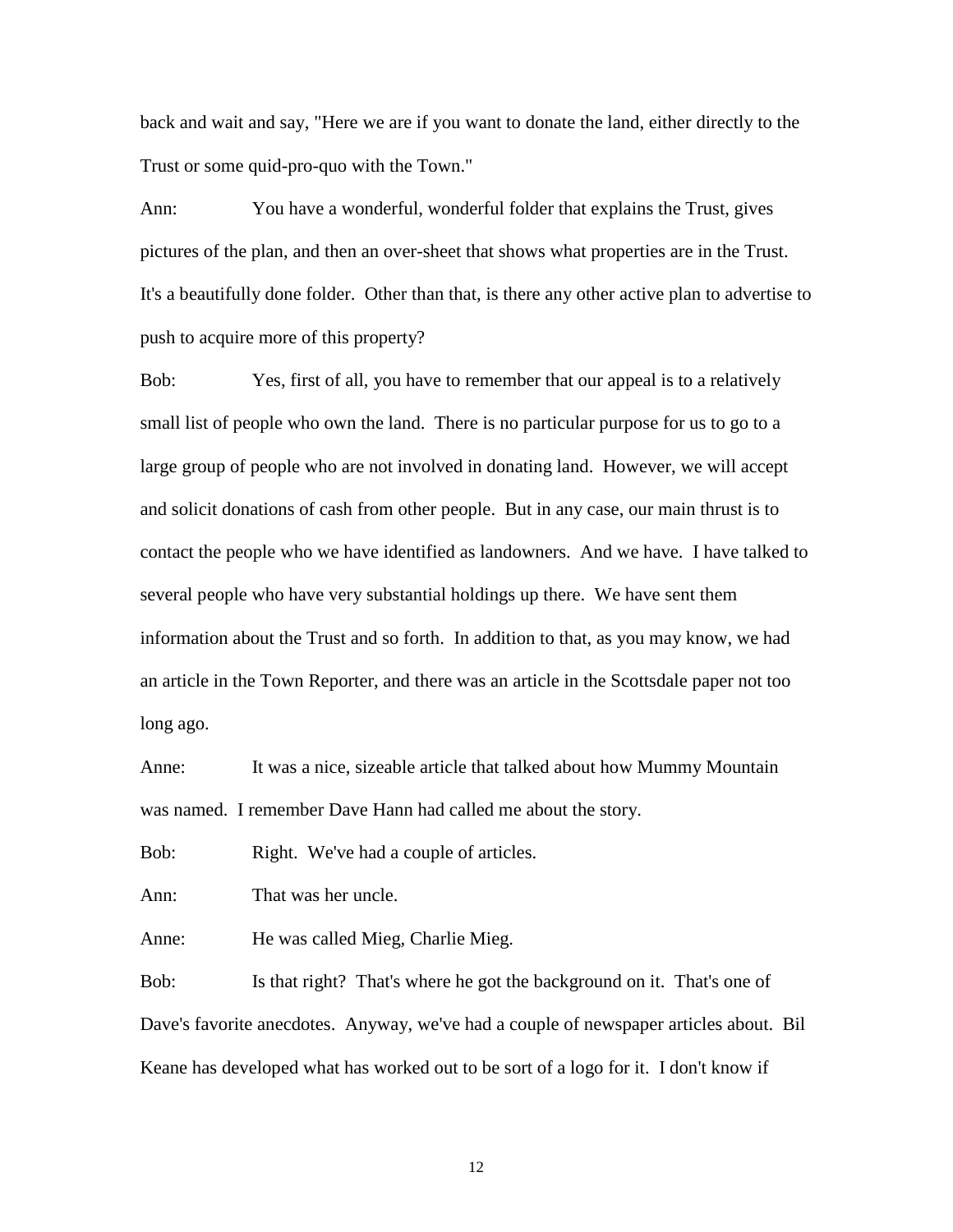back and wait and say, "Here we are if you want to donate the land, either directly to the Trust or some quid-pro-quo with the Town."

Ann: You have a wonderful, wonderful folder that explains the Trust, gives pictures of the plan, and then an over-sheet that shows what properties are in the Trust. It's a beautifully done folder. Other than that, is there any other active plan to advertise to push to acquire more of this property?

Bob: Yes, first of all, you have to remember that our appeal is to a relatively small list of people who own the land. There is no particular purpose for us to go to a large group of people who are not involved in donating land. However, we will accept and solicit donations of cash from other people. But in any case, our main thrust is to contact the people who we have identified as landowners. And we have. I have talked to several people who have very substantial holdings up there. We have sent them information about the Trust and so forth. In addition to that, as you may know, we had an article in the Town Reporter, and there was an article in the Scottsdale paper not too long ago.

Anne: It was a nice, sizeable article that talked about how Mummy Mountain was named. I remember Dave Hann had called me about the story.

Bob: Right. We've had a couple of articles.

Ann: That was her uncle.

Anne: He was called Mieg, Charlie Mieg.

Bob: Is that right? That's where he got the background on it. That's one of Dave's favorite anecdotes. Anyway, we've had a couple of newspaper articles about. Bil Keane has developed what has worked out to be sort of a logo for it. I don't know if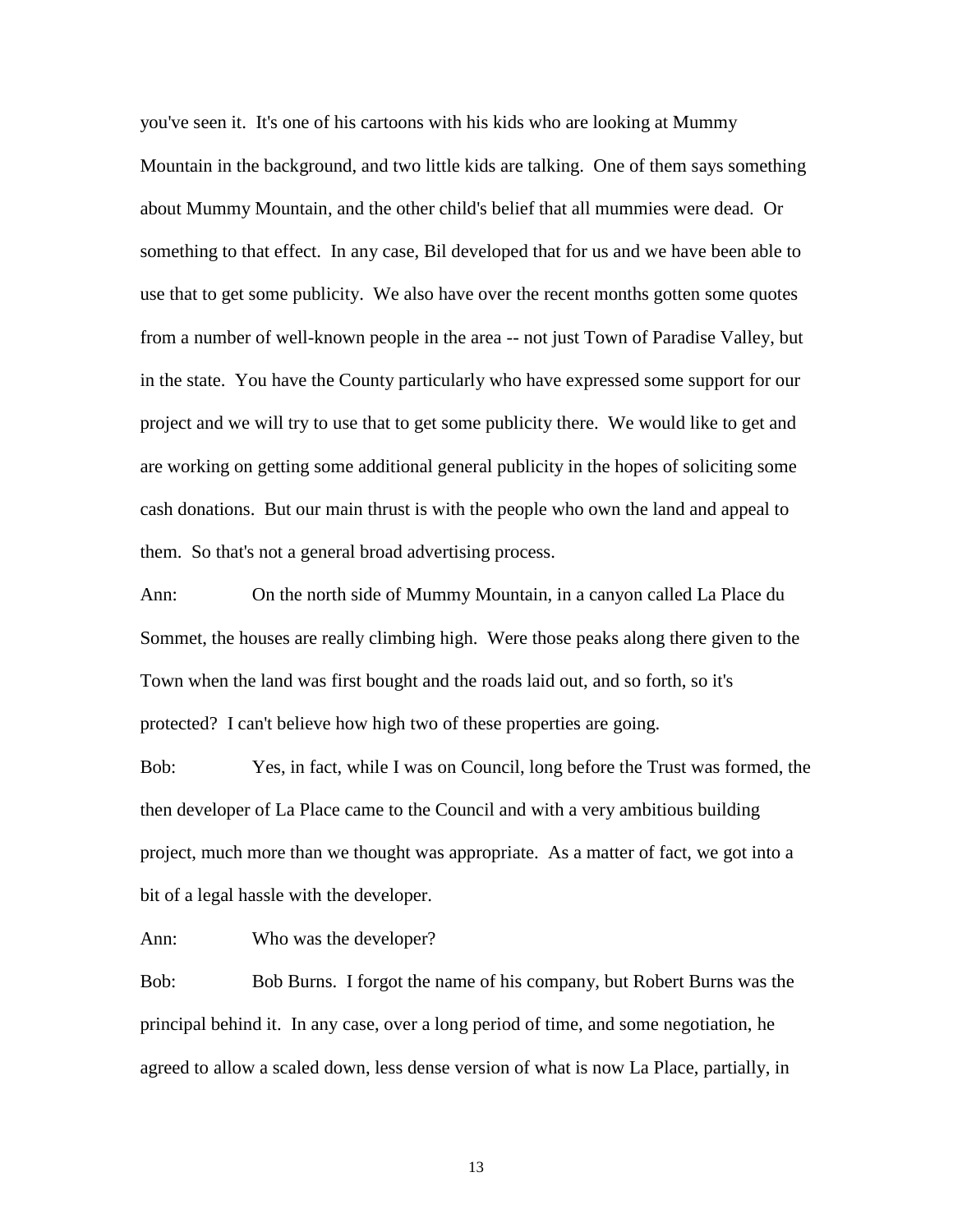you've seen it. It's one of his cartoons with his kids who are looking at Mummy Mountain in the background, and two little kids are talking. One of them says something about Mummy Mountain, and the other child's belief that all mummies were dead. Or something to that effect. In any case, Bil developed that for us and we have been able to use that to get some publicity. We also have over the recent months gotten some quotes from a number of well-known people in the area -- not just Town of Paradise Valley, but in the state. You have the County particularly who have expressed some support for our project and we will try to use that to get some publicity there. We would like to get and are working on getting some additional general publicity in the hopes of soliciting some cash donations. But our main thrust is with the people who own the land and appeal to them. So that's not a general broad advertising process.

Ann: On the north side of Mummy Mountain, in a canyon called La Place du Sommet, the houses are really climbing high. Were those peaks along there given to the Town when the land was first bought and the roads laid out, and so forth, so it's protected? I can't believe how high two of these properties are going.

Bob: Yes, in fact, while I was on Council, long before the Trust was formed, the then developer of La Place came to the Council and with a very ambitious building project, much more than we thought was appropriate. As a matter of fact, we got into a bit of a legal hassle with the developer.

Ann: Who was the developer?

Bob: Bob Burns. I forgot the name of his company, but Robert Burns was the principal behind it. In any case, over a long period of time, and some negotiation, he agreed to allow a scaled down, less dense version of what is now La Place, partially, in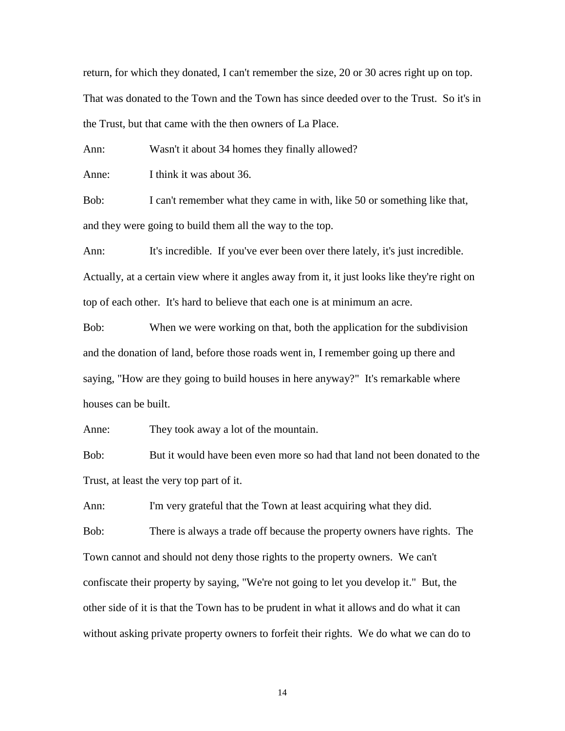return, for which they donated, I can't remember the size, 20 or 30 acres right up on top. That was donated to the Town and the Town has since deeded over to the Trust. So it's in the Trust, but that came with the then owners of La Place.

Ann: Wasn't it about 34 homes they finally allowed?

Anne: I think it was about 36.

Bob: I can't remember what they came in with, like 50 or something like that, and they were going to build them all the way to the top.

Ann: It's incredible. If you've ever been over there lately, it's just incredible. Actually, at a certain view where it angles away from it, it just looks like they're right on top of each other. It's hard to believe that each one is at minimum an acre.

Bob: When we were working on that, both the application for the subdivision and the donation of land, before those roads went in, I remember going up there and saying, "How are they going to build houses in here anyway?" It's remarkable where houses can be built.

Anne: They took away a lot of the mountain.

Bob: But it would have been even more so had that land not been donated to the Trust, at least the very top part of it.

Ann: I'm very grateful that the Town at least acquiring what they did.

Bob: There is always a trade off because the property owners have rights. The Town cannot and should not deny those rights to the property owners. We can't confiscate their property by saying, "We're not going to let you develop it." But, the other side of it is that the Town has to be prudent in what it allows and do what it can without asking private property owners to forfeit their rights. We do what we can do to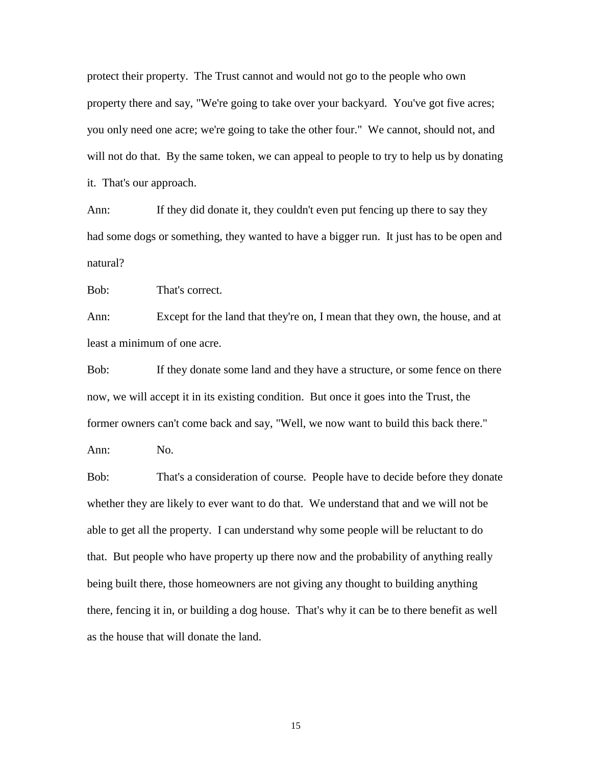protect their property. The Trust cannot and would not go to the people who own property there and say, "We're going to take over your backyard. You've got five acres; you only need one acre; we're going to take the other four." We cannot, should not, and will not do that. By the same token, we can appeal to people to try to help us by donating it. That's our approach.

Ann: If they did donate it, they couldn't even put fencing up there to say they had some dogs or something, they wanted to have a bigger run. It just has to be open and natural?

Bob: That's correct.

Ann: Except for the land that they're on, I mean that they own, the house, and at least a minimum of one acre.

Bob: If they donate some land and they have a structure, or some fence on there now, we will accept it in its existing condition. But once it goes into the Trust, the former owners can't come back and say, "Well, we now want to build this back there."

Ann: No.

Bob: That's a consideration of course. People have to decide before they donate whether they are likely to ever want to do that. We understand that and we will not be able to get all the property. I can understand why some people will be reluctant to do that. But people who have property up there now and the probability of anything really being built there, those homeowners are not giving any thought to building anything there, fencing it in, or building a dog house. That's why it can be to there benefit as well as the house that will donate the land.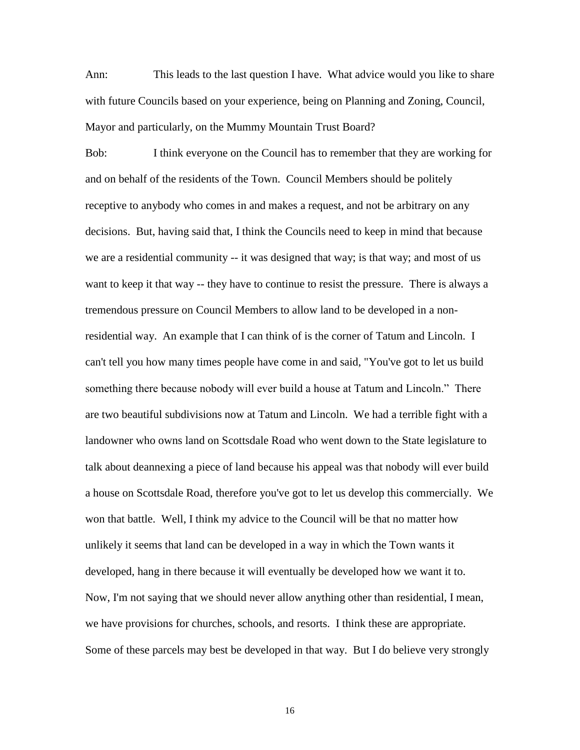Ann: This leads to the last question I have. What advice would you like to share with future Councils based on your experience, being on Planning and Zoning, Council, Mayor and particularly, on the Mummy Mountain Trust Board?

Bob: I think everyone on the Council has to remember that they are working for and on behalf of the residents of the Town. Council Members should be politely receptive to anybody who comes in and makes a request, and not be arbitrary on any decisions. But, having said that, I think the Councils need to keep in mind that because we are a residential community -- it was designed that way; is that way; and most of us want to keep it that way -- they have to continue to resist the pressure. There is always a tremendous pressure on Council Members to allow land to be developed in a non-residential way. An example that I can think of is the corner of Tatum and Lincoln. I can't tell you how many times people have come in and said, "You've got to let us build something there because nobody will ever build a house at Tatum and Lincoln." There are two beautiful subdivisions now at Tatum and Lincoln. We had a terrible fight with a landowner who owns land on Scottsdale Road who went down to the State legislature to talk about deannexing a piece of land because his appeal was that nobody will ever build a house on Scottsdale Road, therefore you've got to let us develop this commercially. We won that battle. Well, I think my advice to the Council will be that no matter how unlikely it seems that land can be developed in a way in which the Town wants it developed, hang in there because it will eventually be developed how we want it to. Now, I'm not saying that we should never allow anything other than residential, I mean, we have provisions for churches, schools, and resorts. I think these are appropriate. Some of these parcels may best be developed in that way. But I do believe very strongly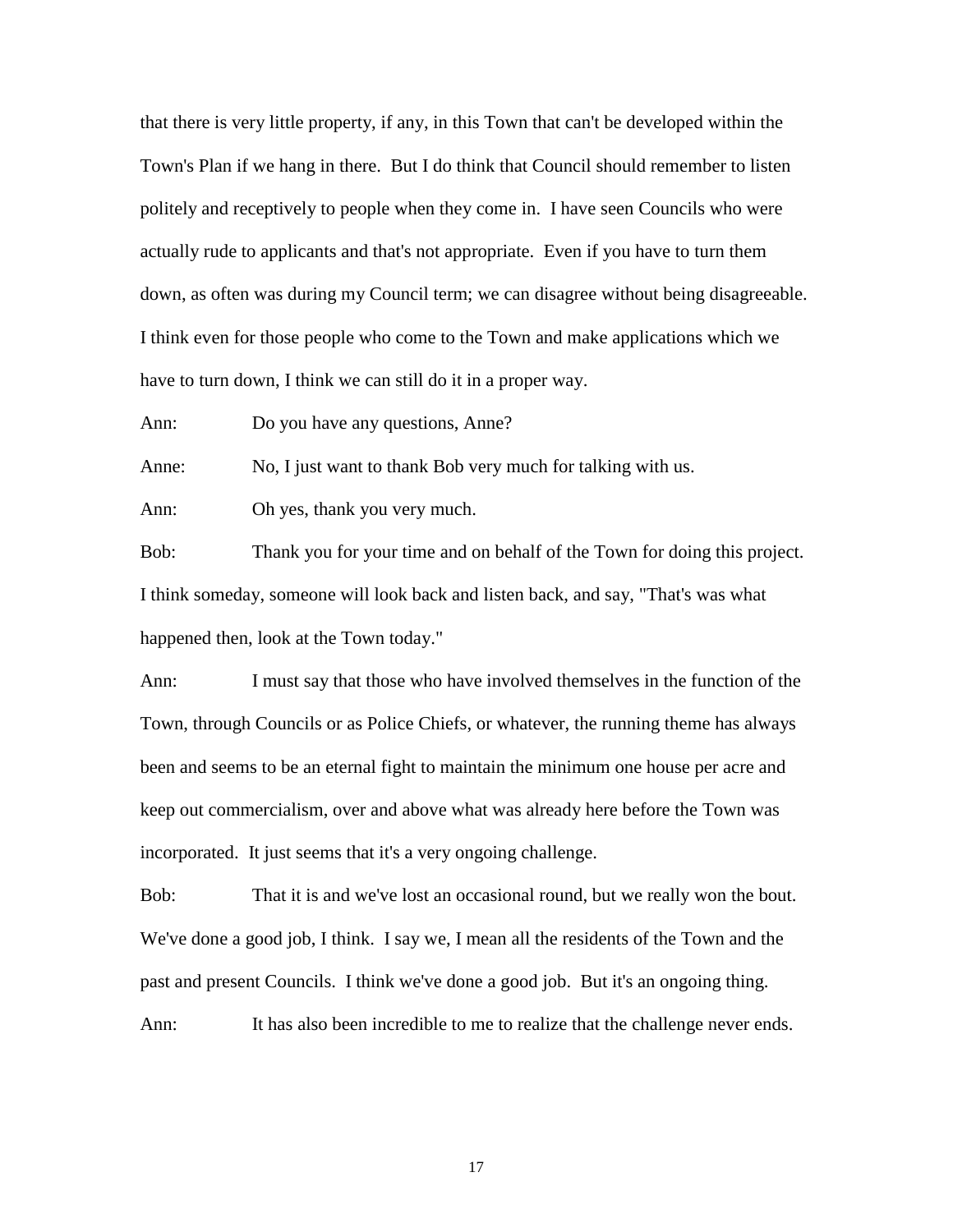that there is very little property, if any, in this Town that can't be developed within the Town's Plan if we hang in there. But I do think that Council should remember to listen politely and receptively to people when they come in. I have seen Councils who were actually rude to applicants and that's not appropriate. Even if you have to turn them down, as often was during my Council term; we can disagree without being disagreeable. I think even for those people who come to the Town and make applications which we have to turn down, I think we can still do it in a proper way.

Ann: Do you have any questions, Anne?

Anne: No, I just want to thank Bob very much for talking with us.

Ann: Oh yes, thank you very much.

Bob: Thank you for your time and on behalf of the Town for doing this project. I think someday, someone will look back and listen back, and say, "That's was what happened then, look at the Town today."

Ann: I must say that those who have involved themselves in the function of the Town, through Councils or as Police Chiefs, or whatever, the running theme has always been and seems to be an eternal fight to maintain the minimum one house per acre and keep out commercialism, over and above what was already here before the Town was incorporated. It just seems that it's a very ongoing challenge.

Bob: That it is and we've lost an occasional round, but we really won the bout. We've done a good job, I think. I say we, I mean all the residents of the Town and the past and present Councils. I think we've done a good job. But it's an ongoing thing.

Ann: It has also been incredible to me to realize that the challenge never ends.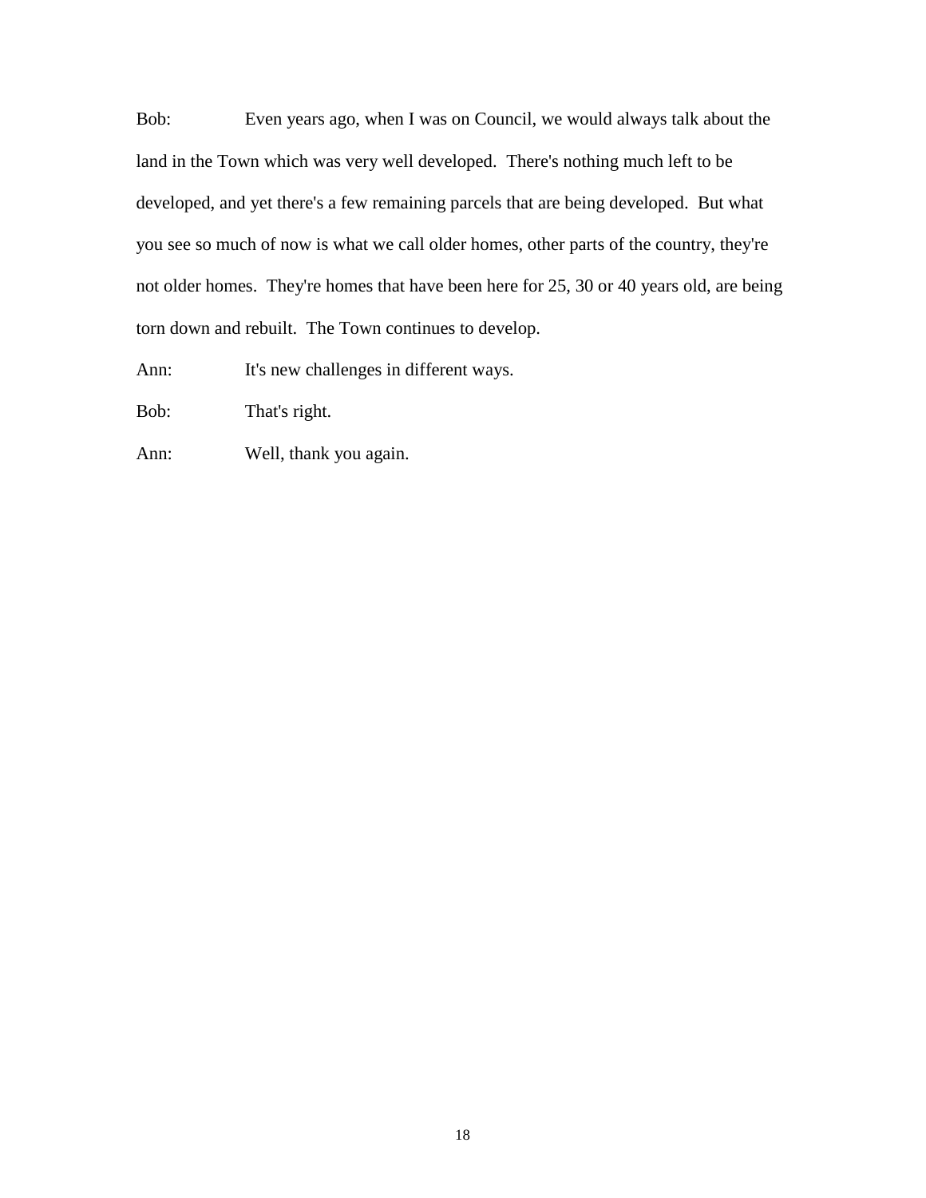Bob: Even years ago, when I was on Council, we would always talk about the land in the Town which was very well developed. There's nothing much left to be developed, and yet there's a few remaining parcels that are being developed. But what you see so much of now is what we call older homes, other parts of the country, they're not older homes. They're homes that have been here for 25, 30 or 40 years old, are being torn down and rebuilt. The Town continues to develop.

Ann: It's new challenges in different ways.

Bob: That's right.

Ann: Well, thank you again.